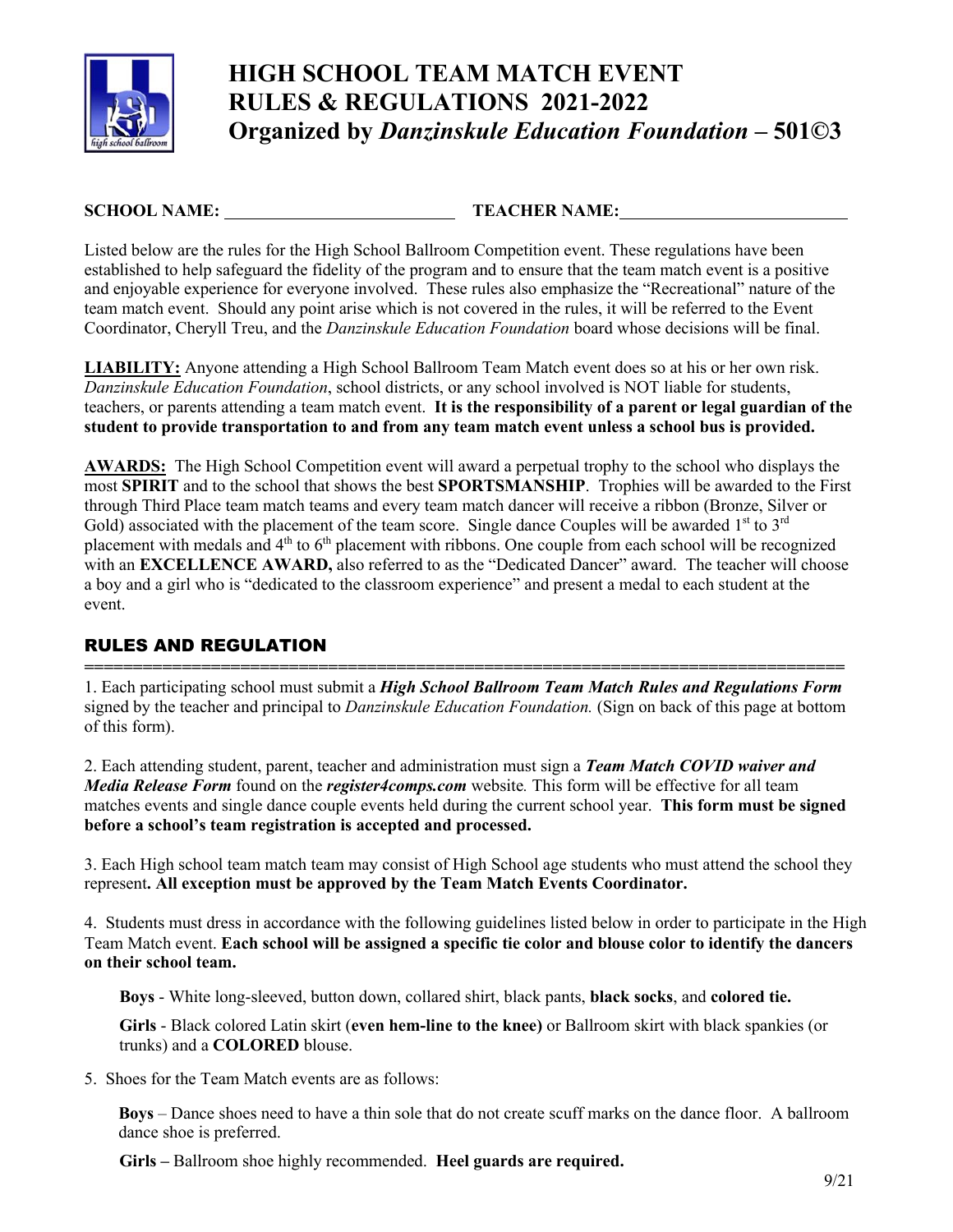# HIGH SCHOOL TEAM MATCH EVENT
# RULES & REGULATIONS 2021-2022
# Organized by *Danzinskule Education Foundation* – 501©3

**SCHOOL NAME:** ____________________________ **TEACHER NAME:** ____________________________

Listed below are the rules for the High School Ballroom Competition event. These regulations have been established to help safeguard the fidelity of the program and to ensure that the team match event is a positive and enjoyable experience for everyone involved. These rules also emphasize the "Recreational" nature of the team match event. Should any point arise which is not covered in the rules, it will be referred to the Event Coordinator, Cheryll Treu, and the *Danzinskule Education Foundation* board whose decisions will be final.

**LIABILITY:** Anyone attending a High School Ballroom Team Match event does so at his or her own risk. *Danzinskule Education Foundation*, school districts, or any school involved is NOT liable for students, teachers, or parents attending a team match event. **It is the responsibility of a parent or legal guardian of the student to provide transportation to and from any team match event unless a school bus is provided.**

**AWARDS:** The High School Competition event will award a perpetual trophy to the school who displays the most **SPIRIT** and to the school that shows the best **SPORTSMANSHIP**. Trophies will be awarded to the First through Third Place team match teams and every team match dancer will receive a ribbon (Bronze, Silver or Gold) associated with the placement of the team score. Single dance Couples will be awarded 1st to 3rd placement with medals and 4th to 6th placement with ribbons. One couple from each school will be recognized with an **EXCELLENCE AWARD,** also referred to as the "Dedicated Dancer" award. The teacher will choose a boy and a girl who is "dedicated to the classroom experience" and present a medal to each student at the event.

## RULES AND REGULATION

1. Each participating school must submit a ***High School Ballroom Team Match Rules and Regulations Form*** signed by the teacher and principal to *Danzinskule Education Foundation.* (Sign on back of this page at bottom of this form).

2. Each attending student, parent, teacher and administration must sign a ***Team Match COVID waiver and Media Release Form*** found on the ***register4comps.com*** website*.* This form will be effective for all team matches events and single dance couple events held during the current school year. **This form must be signed before a school's team registration is accepted and processed.**

3. Each High school team match team may consist of High School age students who must attend the school they represent**. All exception must be approved by the Team Match Events Coordinator.**

4. Students must dress in accordance with the following guidelines listed below in order to participate in the High Team Match event. **Each school will be assigned a specific tie color and blouse color to identify the dancers on their school team.**

   **Boys** - White long-sleeved, button down, collared shirt, black pants, **black socks**, and **colored tie.**

   **Girls** - Black colored Latin skirt (**even hem-line to the knee)** or Ballroom skirt with black spankies (or trunks) and a **COLORED** blouse.

5. Shoes for the Team Match events are as follows:

   **Boys** – Dance shoes need to have a thin sole that do not create scuff marks on the dance floor. A ballroom dance shoe is preferred.

   **Girls –** Ballroom shoe highly recommended. **Heel guards are required.**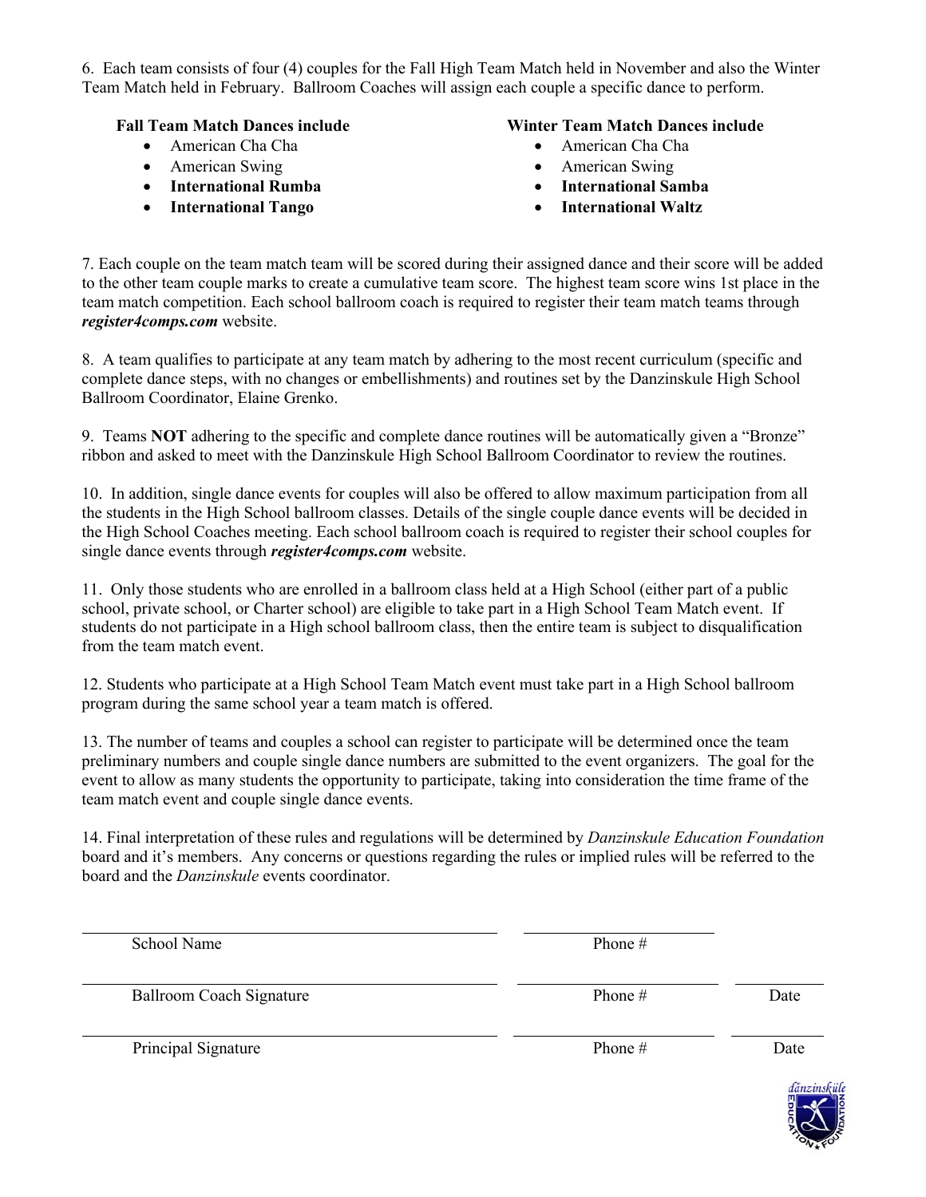6. Each team consists of four (4) couples for the Fall High Team Match held in November and also the Winter Team Match held in February. Ballroom Coaches will assign each couple a specific dance to perform.

**Fall Team Match Dances include**

- American Cha Cha
- American Swing
- **International Rumba**
- **International Tango**

**Winter Team Match Dances include**

- American Cha Cha
- American Swing
- **International Samba**
- **International Waltz**

7. Each couple on the team match team will be scored during their assigned dance and their score will be added to the other team couple marks to create a cumulative team score. The highest team score wins 1st place in the team match competition. Each school ballroom coach is required to register their team match teams through ***register4comps.com*** website.

8. A team qualifies to participate at any team match by adhering to the most recent curriculum (specific and complete dance steps, with no changes or embellishments) and routines set by the Danzinskule High School Ballroom Coordinator, Elaine Grenko.

9. Teams **NOT** adhering to the specific and complete dance routines will be automatically given a "Bronze" ribbon and asked to meet with the Danzinskule High School Ballroom Coordinator to review the routines.

10. In addition, single dance events for couples will also be offered to allow maximum participation from all the students in the High School ballroom classes. Details of the single couple dance events will be decided in the High School Coaches meeting. Each school ballroom coach is required to register their school couples for single dance events through ***register4comps.com*** website.

11. Only those students who are enrolled in a ballroom class held at a High School (either part of a public school, private school, or Charter school) are eligible to take part in a High School Team Match event. If students do not participate in a High school ballroom class, then the entire team is subject to disqualification from the team match event.

12. Students who participate at a High School Team Match event must take part in a High School ballroom program during the same school year a team match is offered.

13. The number of teams and couples a school can register to participate will be determined once the team preliminary numbers and couple single dance numbers are submitted to the event organizers. The goal for the event to allow as many students the opportunity to participate, taking into consideration the time frame of the team match event and couple single dance events.

14. Final interpretation of these rules and regulations will be determined by *Danzinskule Education Foundation* board and it's members. Any concerns or questions regarding the rules or implied rules will be referred to the board and the *Danzinskule* events coordinator.

School Name ______________________ Phone # ____________

Ballroom Coach Signature ______________________ Phone # ____________ Date ________

Principal Signature ______________________ Phone # ____________ Date ________